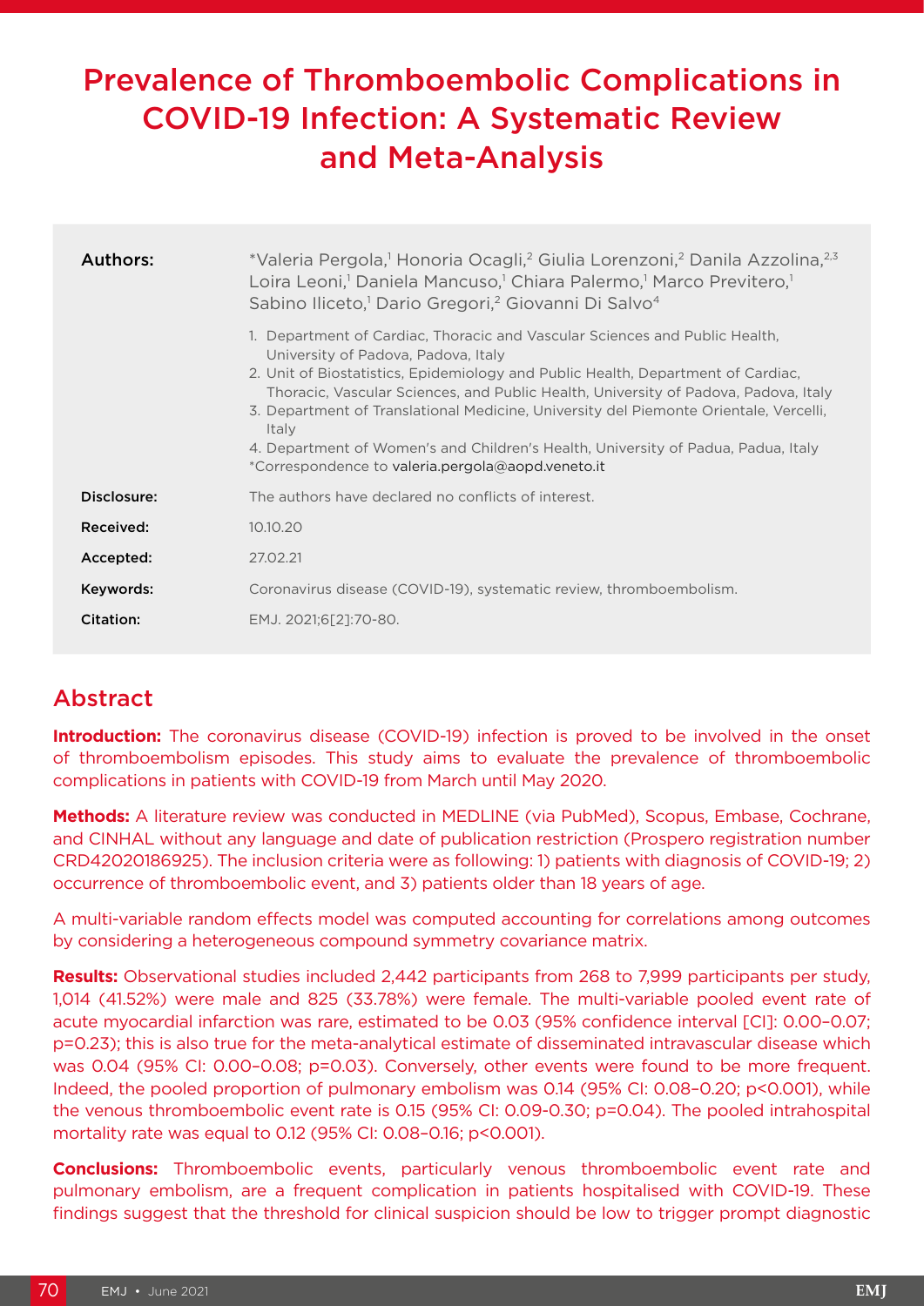# Prevalence of Thromboembolic Complications in COVID-19 Infection: A Systematic Review and Meta-Analysis

| | |
|---|---|
| **Authors:** | *Valeria Pergola,[1] Honoria Ocagli,[2] Giulia Lorenzoni,[2] Danila Azzolina,[2,3] Loira Leoni,[1] Daniela Mancuso,[1] Chiara Palermo,[1] Marco Previtero,[1] Sabino Iliceto,[1] Dario Gregori,[2] Giovanni Di Salvo[4] |
| | 1. Department of Cardiac, Thoracic and Vascular Sciences and Public Health, University of Padova, Padova, Italy<br>2. Unit of Biostatistics, Epidemiology and Public Health, Department of Cardiac, Thoracic, Vascular Sciences, and Public Health, University of Padova, Padova, Italy<br>3. Department of Translational Medicine, University del Piemonte Orientale, Vercelli, Italy<br>4. Department of Women's and Children's Health, University of Padua, Padua, Italy<br>*Correspondence to valeria.pergola@aopd.veneto.it |
| **Disclosure:** | The authors have declared no conflicts of interest. |
| **Received:** | 10.10.20 |
| **Accepted:** | 27.02.21 |
| **Keywords:** | Coronavirus disease (COVID-19), systematic review, thromboembolism. |
| **Citation:** | EMJ. 2021;6[2]:70-80. |

## Abstract

**Introduction:** The coronavirus disease (COVID-19) infection is proved to be involved in the onset of thromboembolism episodes. This study aims to evaluate the prevalence of thromboembolic complications in patients with COVID-19 from March until May 2020.

**Methods:** A literature review was conducted in MEDLINE (via PubMed), Scopus, Embase, Cochrane, and CINHAL without any language and date of publication restriction (Prospero registration number CRD42020186925). The inclusion criteria were as following: 1) patients with diagnosis of COVID-19; 2) occurrence of thromboembolic event, and 3) patients older than 18 years of age.

A multi-variable random effects model was computed accounting for correlations among outcomes by considering a heterogeneous compound symmetry covariance matrix.

**Results:** Observational studies included 2,442 participants from 268 to 7,999 participants per study, 1,014 (41.52%) were male and 825 (33.78%) were female. The multi-variable pooled event rate of acute myocardial infarction was rare, estimated to be 0.03 (95% confidence interval [CI]: 0.00–0.07; p=0.23); this is also true for the meta-analytical estimate of disseminated intravascular disease which was 0.04 (95% CI: 0.00–0.08; p=0.03). Conversely, other events were found to be more frequent. Indeed, the pooled proportion of pulmonary embolism was 0.14 (95% CI: 0.08–0.20; p<0.001), while the venous thromboembolic event rate is 0.15 (95% CI: 0.09-0.30; p=0.04). The pooled intrahospital mortality rate was equal to 0.12 (95% CI: 0.08–0.16; p<0.001).

**Conclusions:** Thromboembolic events, particularly venous thromboembolic event rate and pulmonary embolism, are a frequent complication in patients hospitalised with COVID-19. These findings suggest that the threshold for clinical suspicion should be low to trigger prompt diagnostic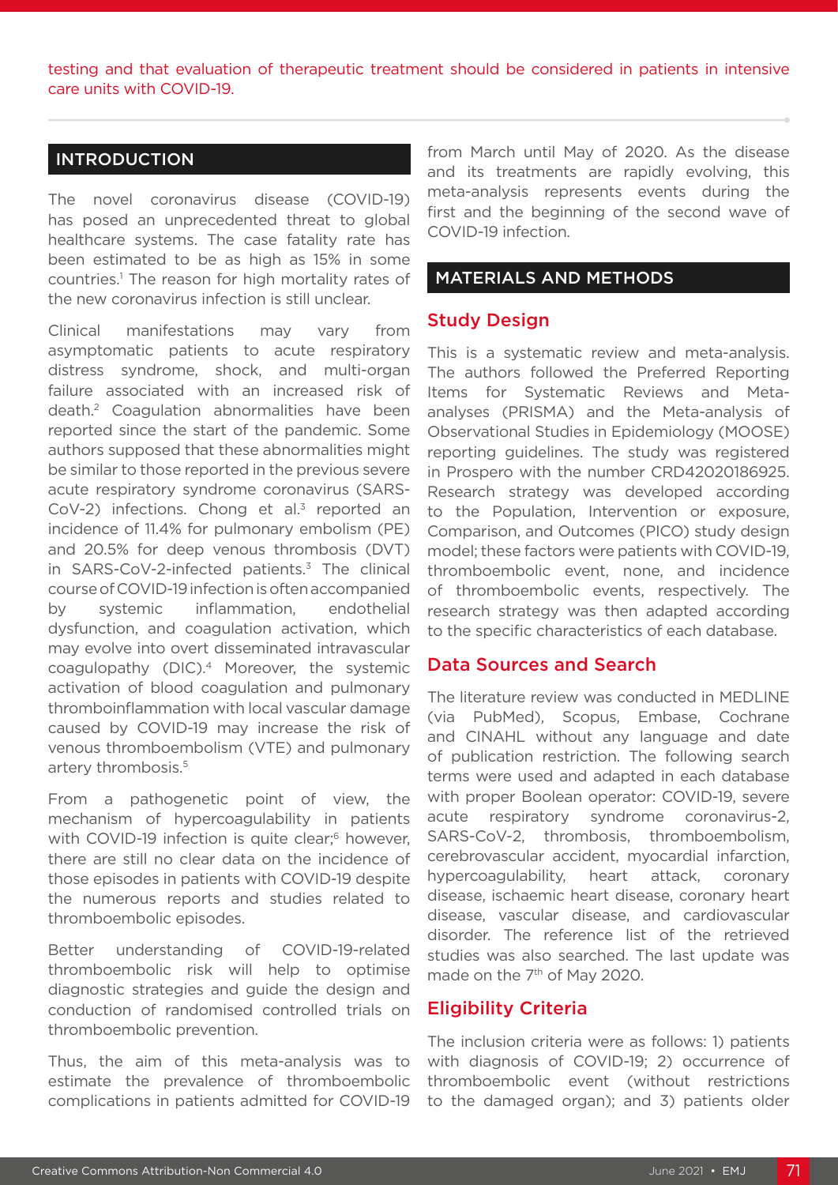testing and that evaluation of therapeutic treatment should be considered in patients in intensive care units with COVID-19.

## INTRODUCTION

The novel coronavirus disease (COVID-19) has posed an unprecedented threat to global healthcare systems. The case fatality rate has been estimated to be as high as 15% in some countries.[1] The reason for high mortality rates of the new coronavirus infection is still unclear.

Clinical manifestations may vary from asymptomatic patients to acute respiratory distress syndrome, shock, and multi-organ failure associated with an increased risk of death.[2] Coagulation abnormalities have been reported since the start of the pandemic. Some authors supposed that these abnormalities might be similar to those reported in the previous severe acute respiratory syndrome coronavirus (SARS-CoV-2) infections. Chong et al.[3] reported an incidence of 11.4% for pulmonary embolism (PE) and 20.5% for deep venous thrombosis (DVT) in SARS-CoV-2-infected patients.[3] The clinical course of COVID-19 infection is often accompanied by systemic inflammation, endothelial dysfunction, and coagulation activation, which may evolve into overt disseminated intravascular coagulopathy (DIC).[4] Moreover, the systemic activation of blood coagulation and pulmonary thromboinflammation with local vascular damage caused by COVID-19 may increase the risk of venous thromboembolism (VTE) and pulmonary artery thrombosis.[5]

From a pathogenetic point of view, the mechanism of hypercoagulability in patients with COVID-19 infection is quite clear;[6] however, there are still no clear data on the incidence of those episodes in patients with COVID-19 despite the numerous reports and studies related to thromboembolic episodes.

Better understanding of COVID-19-related thromboembolic risk will help to optimise diagnostic strategies and guide the design and conduction of randomised controlled trials on thromboembolic prevention.

Thus, the aim of this meta-analysis was to estimate the prevalence of thromboembolic complications in patients admitted for COVID-19 from March until May of 2020. As the disease and its treatments are rapidly evolving, this meta-analysis represents events during the first and the beginning of the second wave of COVID-19 infection.

## MATERIALS AND METHODS

### Study Design

This is a systematic review and meta-analysis. The authors followed the Preferred Reporting Items for Systematic Reviews and Meta-analyses (PRISMA) and the Meta-analysis of Observational Studies in Epidemiology (MOOSE) reporting guidelines. The study was registered in Prospero with the number CRD42020186925. Research strategy was developed according to the Population, Intervention or exposure, Comparison, and Outcomes (PICO) study design model; these factors were patients with COVID-19, thromboembolic event, none, and incidence of thromboembolic events, respectively. The research strategy was then adapted according to the specific characteristics of each database.

### Data Sources and Search

The literature review was conducted in MEDLINE (via PubMed), Scopus, Embase, Cochrane and CINAHL without any language and date of publication restriction. The following search terms were used and adapted in each database with proper Boolean operator: COVID-19, severe acute respiratory syndrome coronavirus-2, SARS-CoV-2, thrombosis, thromboembolism, cerebrovascular accident, myocardial infarction, hypercoagulability, heart attack, coronary disease, ischaemic heart disease, coronary heart disease, vascular disease, and cardiovascular disorder. The reference list of the retrieved studies was also searched. The last update was made on the 7th of May 2020.

### Eligibility Criteria

The inclusion criteria were as follows: 1) patients with diagnosis of COVID-19; 2) occurrence of thromboembolic event (without restrictions to the damaged organ); and 3) patients older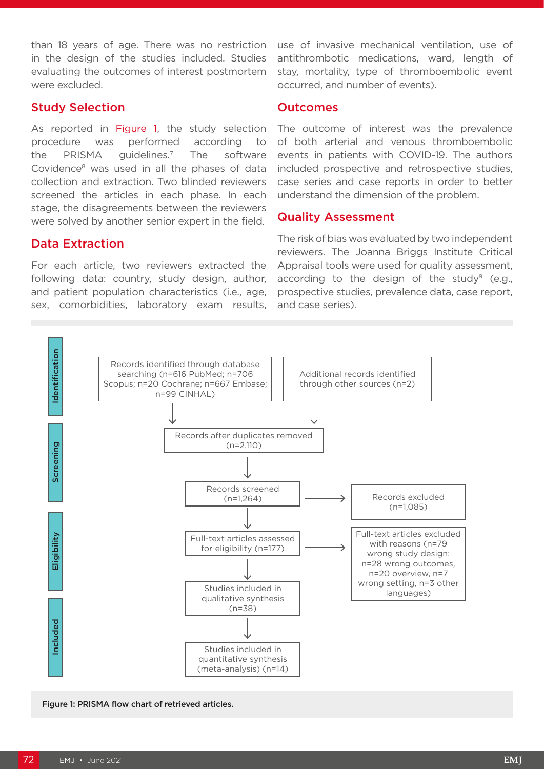than 18 years of age. There was no restriction in the design of the studies included. Studies evaluating the outcomes of interest postmortem were excluded.

## Study Selection

As reported in Figure 1, the study selection procedure was performed according to the PRISMA guidelines.[7] The software Covidence[8] was used in all the phases of data collection and extraction. Two blinded reviewers screened the articles in each phase. In each stage, the disagreements between the reviewers were solved by another senior expert in the field.

## Data Extraction

For each article, two reviewers extracted the following data: country, study design, author, and patient population characteristics (i.e., age, sex, comorbidities, laboratory exam results, use of invasive mechanical ventilation, use of antithrombotic medications, ward, length of stay, mortality, type of thromboembolic event occurred, and number of events).

## Outcomes

The outcome of interest was the prevalence of both arterial and venous thromboembolic events in patients with COVID-19. The authors included prospective and retrospective studies, case series and case reports in order to better understand the dimension of the problem.

## Quality Assessment

The risk of bias was evaluated by two independent reviewers. The Joanna Briggs Institute Critical Appraisal tools were used for quality assessment, according to the design of the study[9] (e.g., prospective studies, prevalence data, case report, and case series).

**Identification**

Records identified through database searching (n=616 PubMed; n=706 Scopus; n=20 Cochrane; n=667 Embase; n=99 CINHAL)

Additional records identified through other sources (n=2)

**Screening**

Records after duplicates removed (n=2,110)

Records screened (n=1,264) → Records excluded (n=1,085)

**Eligibility**

Full-text articles assessed for eligibility (n=177) → Full-text articles excluded with reasons (n=79 wrong study design: n=28 wrong outcomes, n=20 overview, n=7 wrong setting, n=3 other languages)

**Included**

Studies included in qualitative synthesis (n=38)

Studies included in quantitative synthesis (meta-analysis) (n=14)

**Figure 1: PRISMA flow chart of retrieved articles.**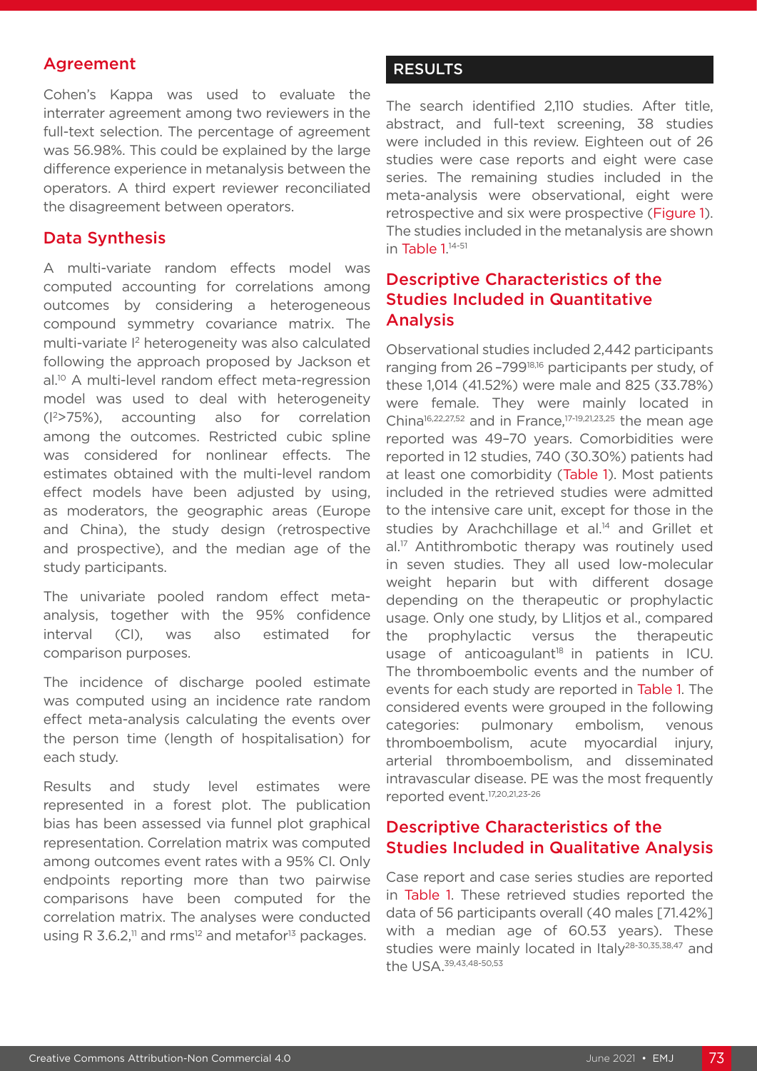### Agreement

Cohen's Kappa was used to evaluate the interrater agreement among two reviewers in the full-text selection. The percentage of agreement was 56.98%. This could be explained by the large difference experience in metanalysis between the operators. A third expert reviewer reconciliated the disagreement between operators.

### Data Synthesis

A multi-variate random effects model was computed accounting for correlations among outcomes by considering a heterogeneous compound symmetry covariance matrix. The multi-variate $I^2$ heterogeneity was also calculated following the approach proposed by Jackson et al.[10] A multi-level random effect meta-regression model was used to deal with heterogeneity ($I^2$>75%), accounting also for correlation among the outcomes. Restricted cubic spline was considered for nonlinear effects. The estimates obtained with the multi-level random effect models have been adjusted by using, as moderators, the geographic areas (Europe and China), the study design (retrospective and prospective), and the median age of the study participants.

The univariate pooled random effect meta-analysis, together with the 95% confidence interval (CI), was also estimated for comparison purposes.

The incidence of discharge pooled estimate was computed using an incidence rate random effect meta-analysis calculating the events over the person time (length of hospitalisation) for each study.

Results and study level estimates were represented in a forest plot. The publication bias has been assessed via funnel plot graphical representation. Correlation matrix was computed among outcomes event rates with a 95% CI. Only endpoints reporting more than two pairwise comparisons have been computed for the correlation matrix. The analyses were conducted using R 3.6.2,[11] and rms[12] and metafor[13] packages.

## RESULTS

The search identified 2,110 studies. After title, abstract, and full-text screening, 38 studies were included in this review. Eighteen out of 26 studies were case reports and eight were case series. The remaining studies included in the meta-analysis were observational, eight were retrospective and six were prospective (Figure 1). The studies included in the metanalysis are shown in Table 1.[14-51]

### Descriptive Characteristics of the Studies Included in Quantitative Analysis

Observational studies included 2,442 participants ranging from 26–799[18,16] participants per study, of these 1,014 (41.52%) were male and 825 (33.78%) were female. They were mainly located in China[16,22,27,52] and in France,[17-19,21,23,25] the mean age reported was 49–70 years. Comorbidities were reported in 12 studies, 740 (30.30%) patients had at least one comorbidity (Table 1). Most patients included in the retrieved studies were admitted to the intensive care unit, except for those in the studies by Arachchillage et al.[14] and Grillet et al.[17] Antithrombotic therapy was routinely used in seven studies. They all used low-molecular weight heparin but with different dosage depending on the therapeutic or prophylactic usage. Only one study, by Llitjos et al., compared the prophylactic versus the therapeutic usage of anticoagulant[18] in patients in ICU. The thromboembolic events and the number of events for each study are reported in Table 1. The considered events were grouped in the following categories: pulmonary embolism, venous thromboembolism, acute myocardial injury, arterial thromboembolism, and disseminated intravascular disease. PE was the most frequently reported event.[17,20,21,23-26]

### Descriptive Characteristics of the Studies Included in Qualitative Analysis

Case report and case series studies are reported in Table 1. These retrieved studies reported the data of 56 participants overall (40 males [71.42%] with a median age of 60.53 years). These studies were mainly located in Italy[28-30,35,38,47] and the USA.[39,43,48-50,53]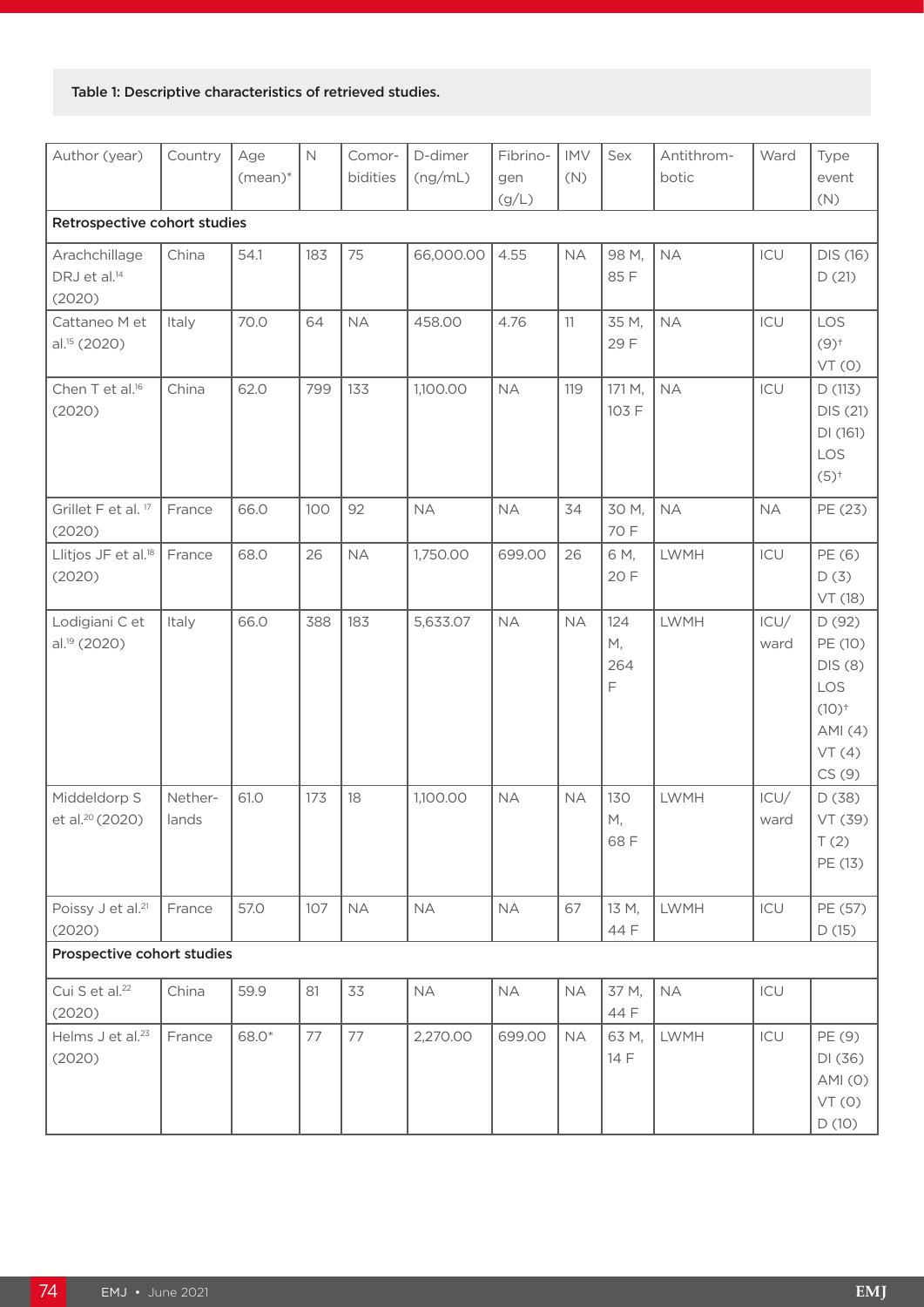Table 1: Descriptive characteristics of retrieved studies.

| Author (year) | Country | Age (mean)* | N | Comorbidities | D-dimer (ng/mL) | Fibrinogen (g/L) | IMV (N) | Sex | Antithrombotic | Ward | Type event (N) |
|---|---|---|---|---|---|---|---|---|---|---|---|
| **Retrospective cohort studies** | | | | | | | | | | | |
| Arachchillage DRJ et al.[14] (2020) | China | 54.1 | 183 | 75 | 66,000.00 | 4.55 | NA | 98 M, 85 F | NA | ICU | DIS (16) D (21) |
| Cattaneo M et al.[15] (2020) | Italy | 70.0 | 64 | NA | 458.00 | 4.76 | 11 | 35 M, 29 F | NA | ICU | LOS (9)† VT (0) |
| Chen T et al.[16] (2020) | China | 62.0 | 799 | 133 | 1,100.00 | NA | 119 | 171 M, 103 F | NA | ICU | D (113) DIS (21) DI (161) LOS (5)† |
| Grillet F et al.[17] (2020) | France | 66.0 | 100 | 92 | NA | NA | 34 | 30 M, 70 F | NA | NA | PE (23) |
| Llitjos JF et al.[18] (2020) | France | 68.0 | 26 | NA | 1,750.00 | 699.00 | 26 | 6 M, 20 F | LWMH | ICU | PE (6) D (3) VT (18) |
| Lodigiani C et al.[19] (2020) | Italy | 66.0 | 388 | 183 | 5,633.07 | NA | NA | 124 M, 264 F | LWMH | ICU/ward | D (92) PE (10) DIS (8) LOS (10)† AMI (4) VT (4) CS (9) |
| Middeldorp S et al.[20] (2020) | Netherlands | 61.0 | 173 | 18 | 1,100.00 | NA | NA | 130 M, 68 F | LWMH | ICU/ward | D (38) VT (39) T (2) PE (13) |
| Poissy J et al.[21] (2020) | France | 57.0 | 107 | NA | NA | NA | 67 | 13 M, 44 F | LWMH | ICU | PE (57) D (15) |
| **Prospective cohort studies** | | | | | | | | | | | |
| Cui S et al.[22] (2020) | China | 59.9 | 81 | 33 | NA | NA | NA | 37 M, 44 F | NA | ICU | |
| Helms J et al.[23] (2020) | France | 68.0* | 77 | 77 | 2,270.00 | 699.00 | NA | 63 M, 14 F | LWMH | ICU | PE (9) DI (36) AMI (0) VT (0) D (10) |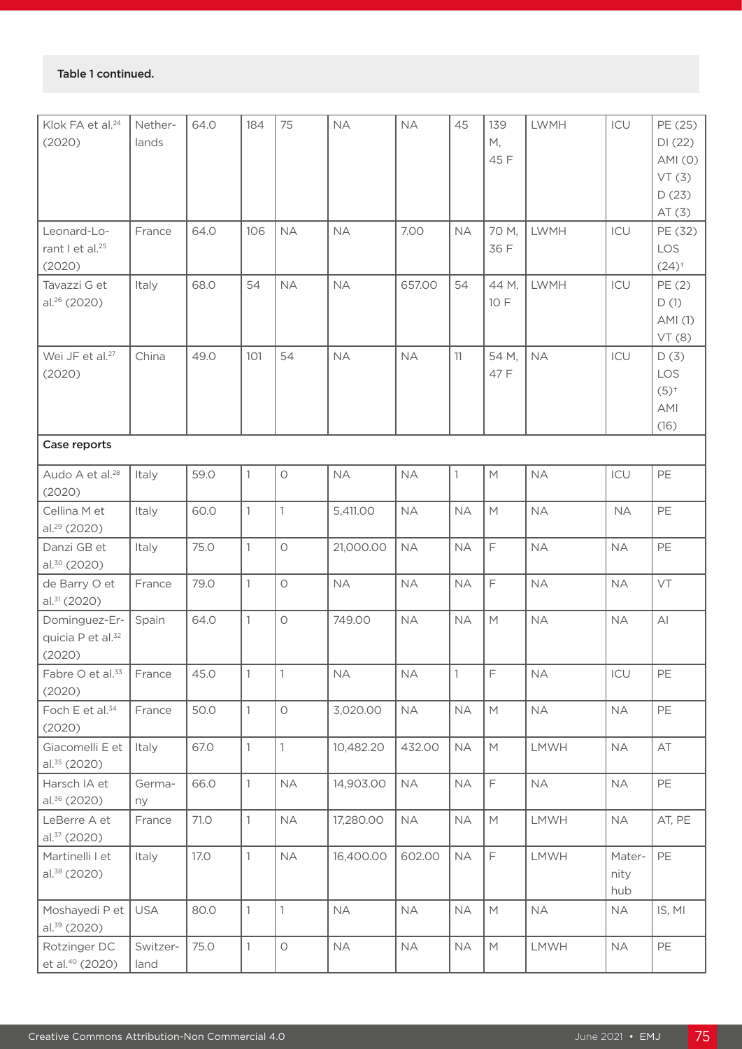**Table 1 continued.**

| | | | | | | | | | | | |
|---|---|---|---|---|---|---|---|---|---|---|---|
| Klok FA et al.[24] (2020) | Netherlands | 64.0 | 184 | 75 | NA | NA | 45 | 139 M, 45 F | LWMH | ICU | PE (25) DI (22) AMI (0) VT (3) D (23) AT (3) |
| Leonard-Lorant I et al.[25] (2020) | France | 64.0 | 106 | NA | NA | 7.00 | NA | 70 M, 36 F | LWMH | ICU | PE (32) LOS (24)† |
| Tavazzi G et al.[26] (2020) | Italy | 68.0 | 54 | NA | NA | 657.00 | 54 | 44 M, 10 F | LWMH | ICU | PE (2) D (1) AMI (1) VT (8) |
| Wei JF et al.[27] (2020) | China | 49.0 | 101 | 54 | NA | NA | 11 | 54 M, 47 F | NA | ICU | D (3) LOS (5)† AMI (16) |
| **Case reports** | | | | | | | | | | | |
| Audo A et al.[28] (2020) | Italy | 59.0 | 1 | 0 | NA | NA | 1 | M | NA | ICU | PE |
| Cellina M et al.[29] (2020) | Italy | 60.0 | 1 | 1 | 5,411.00 | NA | NA | M | NA | NA | PE |
| Danzi GB et al.[30] (2020) | Italy | 75.0 | 1 | 0 | 21,000.00 | NA | NA | F | NA | NA | PE |
| de Barry O et al.[31] (2020) | France | 79.0 | 1 | 0 | NA | NA | NA | F | NA | NA | VT |
| Dominguez-Erquicia P et al.[32] (2020) | Spain | 64.0 | 1 | 0 | 749.00 | NA | NA | M | NA | NA | AI |
| Fabre O et al.[33] (2020) | France | 45.0 | 1 | 1 | NA | NA | 1 | F | NA | ICU | PE |
| Foch E et al.[34] (2020) | France | 50.0 | 1 | 0 | 3,020.00 | NA | NA | M | NA | NA | PE |
| Giacomelli E et al.[35] (2020) | Italy | 67.0 | 1 | 1 | 10,482.20 | 432.00 | NA | M | LMWH | NA | AT |
| Harsch IA et al.[36] (2020) | Germany | 66.0 | 1 | NA | 14,903.00 | NA | NA | F | NA | NA | PE |
| LeBerre A et al.[37] (2020) | France | 71.0 | 1 | NA | 17,280.00 | NA | NA | M | LMWH | NA | AT, PE |
| Martinelli I et al.[38] (2020) | Italy | 17.0 | 1 | NA | 16,400.00 | 602.00 | NA | F | LMWH | Maternity hub | PE |
| Moshayedi P et al.[39] (2020) | USA | 80.0 | 1 | 1 | NA | NA | NA | M | NA | NA | IS, MI |
| Rotzinger DC et al.[40] (2020) | Switzerland | 75.0 | 1 | 0 | NA | NA | NA | M | LMWH | NA | PE |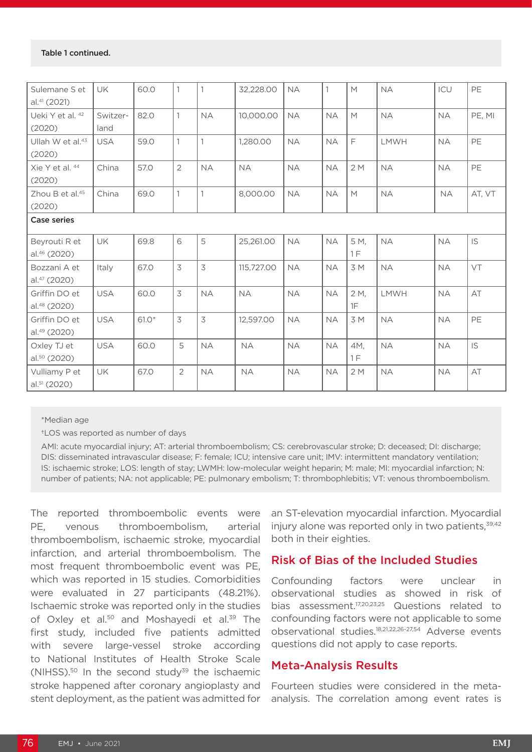Table 1 continued.

| | | | | | | | | | | | |
|---|---|---|---|---|---|---|---|---|---|---|---|
| Sulemane S et al.[41] (2021) | UK | 60.0 | 1 | 1 | 32,228.00 | NA | 1 | M | NA | ICU | PE |
| Ueki Y et al. [42] (2020) | Switzer-land | 82.0 | 1 | NA | 10,000.00 | NA | NA | M | NA | NA | PE, MI |
| Ullah W et al.[43] (2020) | USA | 59.0 | 1 | 1 | 1,280.00 | NA | NA | F | LMWH | NA | PE |
| Xie Y et al. [44] (2020) | China | 57.0 | 2 | NA | NA | NA | NA | 2 M | NA | NA | PE |
| Zhou B et al.[45] (2020) | China | 69.0 | 1 | 1 | 8,000.00 | NA | NA | M | NA | NA | AT, VT |
| **Case series** | | | | | | | | | | | |
| Beyrouti R et al.[46] (2020) | UK | 69.8 | 6 | 5 | 25,261.00 | NA | NA | 5 M, 1 F | NA | NA | IS |
| Bozzani A et al.[47] (2020) | Italy | 67.0 | 3 | 3 | 115,727.00 | NA | NA | 3 M | NA | NA | VT |
| Griffin DO et al.[48] (2020) | USA | 60.0 | 3 | NA | NA | NA | NA | 2 M, 1F | LMWH | NA | AT |
| Griffin DO et al.[49] (2020) | USA | 61.0* | 3 | 3 | 12,597.00 | NA | NA | 3 M | NA | NA | PE |
| Oxley TJ et al.[50] (2020) | USA | 60.0 | 5 | NA | NA | NA | NA | 4M, 1 F | NA | NA | IS |
| Vulliamy P et al.[51] (2020) | UK | 67.0 | 2 | NA | NA | NA | NA | 2 M | NA | NA | AT |

*Median age

†LOS was reported as number of days

AMI: acute myocardial injury; AT: arterial thromboembolism; CS: cerebrovascular stroke; D: deceased; DI: discharge; DIS: disseminated intravascular disease; F: female; ICU; intensive care unit; IMV: intermittent mandatory ventilation; IS: ischaemic stroke; LOS: length of stay; LWMH: low-molecular weight heparin; M: male; MI: myocardial infarction; N: number of patients; NA: not applicable; PE: pulmonary embolism; T: thrombophlebitis; VT: venous thromboembolism.

The reported thromboembolic events were PE, venous thromboembolism, arterial thromboembolism, ischaemic stroke, myocardial infarction, and arterial thromboembolism. The most frequent thromboembolic event was PE, which was reported in 15 studies. Comorbidities were evaluated in 27 participants (48.21%). Ischaemic stroke was reported only in the studies of Oxley et al.[50] and Moshayedi et al.[39] The first study, included five patients admitted with severe large-vessel stroke according to National Institutes of Health Stroke Scale (NIHSS).[50] In the second study[39] the ischaemic stroke happened after coronary angioplasty and stent deployment, as the patient was admitted for an ST-elevation myocardial infarction. Myocardial injury alone was reported only in two patients,[39,42] both in their eighties.

## Risk of Bias of the Included Studies

Confounding factors were unclear in observational studies as showed in risk of bias assessment.[17,20,23,25] Questions related to confounding factors were not applicable to some observational studies.[18,21,22,26-27,54] Adverse events questions did not apply to case reports.

## Meta-Analysis Results

Fourteen studies were considered in the meta-analysis. The correlation among event rates is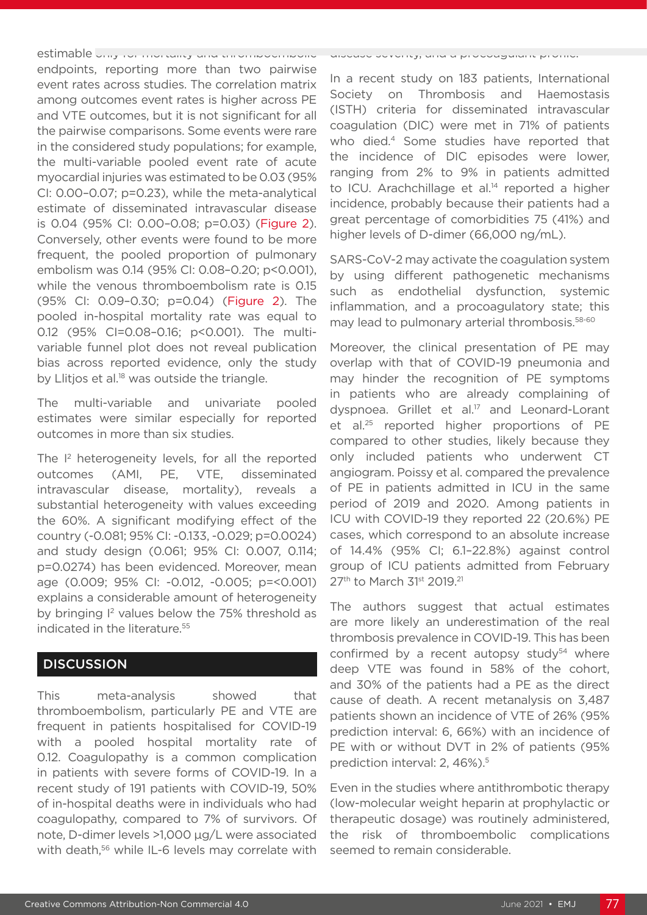estimable only for mortality and thromboembolic endpoints, reporting more than two pairwise event rates across studies. The correlation matrix among outcomes event rates is higher across PE and VTE outcomes, but it is not significant for all the pairwise comparisons. Some events were rare in the considered study populations; for example, the multi-variable pooled event rate of acute myocardial injuries was estimated to be 0.03 (95% CI: 0.00–0.07; p=0.23), while the meta-analytical estimate of disseminated intravascular disease is 0.04 (95% CI: 0.00–0.08; p=0.03) (Figure 2). Conversely, other events were found to be more frequent, the pooled proportion of pulmonary embolism was 0.14 (95% CI: 0.08–0.20; p<0.001), while the venous thromboembolism rate is 0.15 (95% CI: 0.09–0.30; p=0.04) (Figure 2). The pooled in-hospital mortality rate was equal to 0.12 (95% CI=0.08–0.16; p<0.001). The multi-variable funnel plot does not reveal publication bias across reported evidence, only the study by Llitjos et al.[18] was outside the triangle.

The multi-variable and univariate pooled estimates were similar especially for reported outcomes in more than six studies.

The $I^2$ heterogeneity levels, for all the reported outcomes (AMI, PE, VTE, disseminated intravascular disease, mortality), reveals a substantial heterogeneity with values exceeding the 60%. A significant modifying effect of the country (-0.081; 95% CI: -0.133, -0.029; p=0.0024) and study design (0.061; 95% CI: 0.007, 0.114; p=0.0274) has been evidenced. Moreover, mean age (0.009; 95% CI: -0.012, -0.005; p=<0.001) explains a considerable amount of heterogeneity by bringing $I^2$ values below the 75% threshold as indicated in the literature.[55]

## DISCUSSION

This meta-analysis showed that thromboembolism, particularly PE and VTE are frequent in patients hospitalised for COVID-19 with a pooled hospital mortality rate of 0.12. Coagulopathy is a common complication in patients with severe forms of COVID-19. In a recent study of 191 patients with COVID-19, 50% of in-hospital deaths were in individuals who had coagulopathy, compared to 7% of survivors. Of note, D-dimer levels >1,000 µg/L were associated with death,[56] while IL-6 levels may correlate with disease severity, and a procoagulant profile.

In a recent study on 183 patients, International Society on Thrombosis and Haemostasis (ISTH) criteria for disseminated intravascular coagulation (DIC) were met in 71% of patients who died.[4] Some studies have reported that the incidence of DIC episodes were lower, ranging from 2% to 9% in patients admitted to ICU. Arachchillage et al.[14] reported a higher incidence, probably because their patients had a great percentage of comorbidities 75 (41%) and higher levels of D-dimer (66,000 ng/mL).

SARS-CoV-2 may activate the coagulation system by using different pathogenetic mechanisms such as endothelial dysfunction, systemic inflammation, and a procoagulatory state; this may lead to pulmonary arterial thrombosis.[58-60]

Moreover, the clinical presentation of PE may overlap with that of COVID-19 pneumonia and may hinder the recognition of PE symptoms in patients who are already complaining of dyspnoea. Grillet et al.[17] and Leonard-Lorant et al.[25] reported higher proportions of PE compared to other studies, likely because they only included patients who underwent CT angiogram. Poissy et al. compared the prevalence of PE in patients admitted in ICU in the same period of 2019 and 2020. Among patients in ICU with COVID-19 they reported 22 (20.6%) PE cases, which correspond to an absolute increase of 14.4% (95% CI; 6.1–22.8%) against control group of ICU patients admitted from February 27th to March 31st 2019.[21]

The authors suggest that actual estimates are more likely an underestimation of the real thrombosis prevalence in COVID-19. This has been confirmed by a recent autopsy study[54] where deep VTE was found in 58% of the cohort, and 30% of the patients had a PE as the direct cause of death. A recent metanalysis on 3,487 patients shown an incidence of VTE of 26% (95% prediction interval: 6, 66%) with an incidence of PE with or without DVT in 2% of patients (95% prediction interval: 2, 46%).[5]

Even in the studies where antithrombotic therapy (low-molecular weight heparin at prophylactic or therapeutic dosage) was routinely administered, the risk of thromboembolic complications seemed to remain considerable.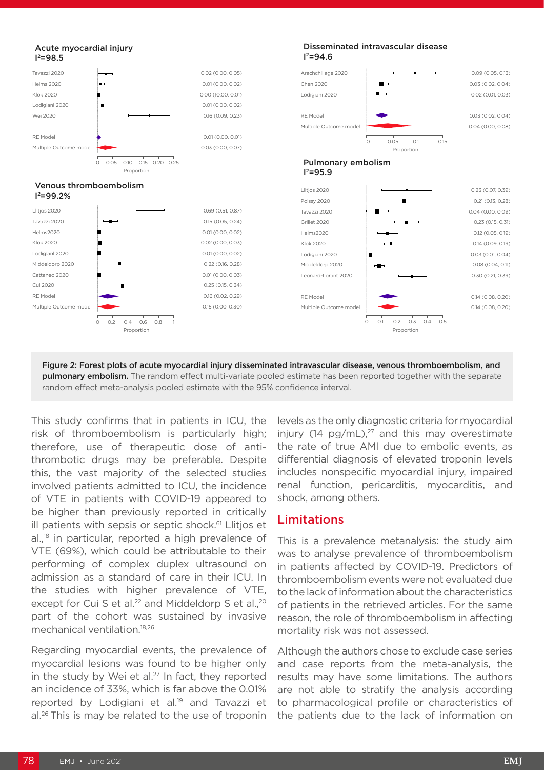**Acute myocardial injury**
$I^2$=98.5

| Study | Proportion (95% CI) |
|---|---|
| Tavazzi 2020 | 0.02 (0.00, 0.05) |
| Helms 2020 | 0.01 (0.00, 0.02) |
| Klok 2020 | 0.00 (10.00, 0.01) |
| Lodigiani 2020 | 0.01 (0.00, 0.02) |
| Wei 2020 | 0.16 (0.09, 0.23) |
| RE Model | 0.01 (0.00, 0.01) |
| Multiple Outcome model | 0.03 (0.00, 0.07) |

**Disseminated intravascular disease**
$I^2$=94.6

| Study | Proportion (95% CI) |
|---|---|
| Arachchillage 2020 | 0.09 (0.05, 0.13) |
| Chen 2020 | 0.03 (0.02, 0.04) |
| Lodigiani 2020 | 0.02 (0.01, 0.03) |
| RE Model | 0.03 (0.02, 0.04) |
| Multiple Outcome model | 0.04 (0.00, 0.08) |

**Venous thromboembolism**
$I^2$=99.2%

| Study | Proportion (95% CI) |
|---|---|
| Llitjos 2020 | 0.69 (0.51, 0.87) |
| Tavazzi 2020 | 0.15 (0.05, 0.24) |
| Helms2020 | 0.01 (0.00, 0.02) |
| Klok 2020 | 0.02 (0.00, 0.03) |
| Lodigianl 2020 | 0.01 (0.00, 0.02) |
| Middeldorp 2020 | 0.22 (0.16, 0.28) |
| Cattaneo 2020 | 0.01 (0.00, 0.03) |
| Cui 2020 | 0.25 (0.15, 0.34) |
| RE Model | 0.16 (0.02, 0.29) |
| Multiple Outcome model | 0.15 (0.00, 0.30) |

**Pulmonary embolism**
$I^2$=95.9

| Study | Proportion (95% CI) |
|---|---|
| Llitjos 2020 | 0.23 (0.07, 0.39) |
| Poissy 2020 | 0.21 (0.13, 0.28) |
| Tavazzi 2020 | 0.04 (0.00, 0.09) |
| Grillet 2020 | 0.23 (0.15, 0.31) |
| Helms2020 | 0.12 (0.05, 0.19) |
| Klok 2020 | 0.14 (0.09, 0.19) |
| Lodigiani 2020 | 0.03 (0.01, 0.04) |
| Middeldorp 2020 | 0.08 (0.04, 0.11) |
| Leonard-Lorant 2020 | 0.30 (0.21, 0.39) |
| RE Model | 0.14 (0.08, 0.20) |
| Multiple Outcome model | 0.14 (0.08, 0.20) |

**Figure 2: Forest plots of acute myocardial injury disseminated intravascular disease, venous thromboembolism, and pulmonary embolism.** The random effect multi-variate pooled estimate has been reported together with the separate random effect meta-analysis pooled estimate with the 95% confidence interval.

This study confirms that in patients in ICU, the risk of thromboembolism is particularly high; therefore, use of therapeutic dose of anti-thrombotic drugs may be preferable. Despite this, the vast majority of the selected studies involved patients admitted to ICU, the incidence of VTE in patients with COVID-19 appeared to be higher than previously reported in critically ill patients with sepsis or septic shock.[61] Llitjos et al.,[18] in particular, reported a high prevalence of VTE (69%), which could be attributable to their performing of complex duplex ultrasound on admission as a standard of care in their ICU. In the studies with higher prevalence of VTE, except for Cui S et al.[22] and Middeldorp S et al.,[20] part of the cohort was sustained by invasive mechanical ventilation.[18,26]

Regarding myocardial events, the prevalence of myocardial lesions was found to be higher only in the study by Wei et al.[27] In fact, they reported an incidence of 33%, which is far above the 0.01% reported by Lodigiani et al.[19] and Tavazzi et al.[26] This is may be related to the use of troponin levels as the only diagnostic criteria for myocardial injury (14 pg/mL),[27] and this may overestimate the rate of true AMI due to embolic events, as differential diagnosis of elevated troponin levels includes nonspecific myocardial injury, impaired renal function, pericarditis, myocarditis, and shock, among others.

## Limitations

This is a prevalence metanalysis: the study aim was to analyse prevalence of thromboembolism in patients affected by COVID-19. Predictors of thromboembolism events were not evaluated due to the lack of information about the characteristics of patients in the retrieved articles. For the same reason, the role of thromboembolism in affecting mortality risk was not assessed.

Although the authors chose to exclude case series and case reports from the meta-analysis, the results may have some limitations. The authors are not able to stratify the analysis according to pharmacological profile or characteristics of the patients due to the lack of information on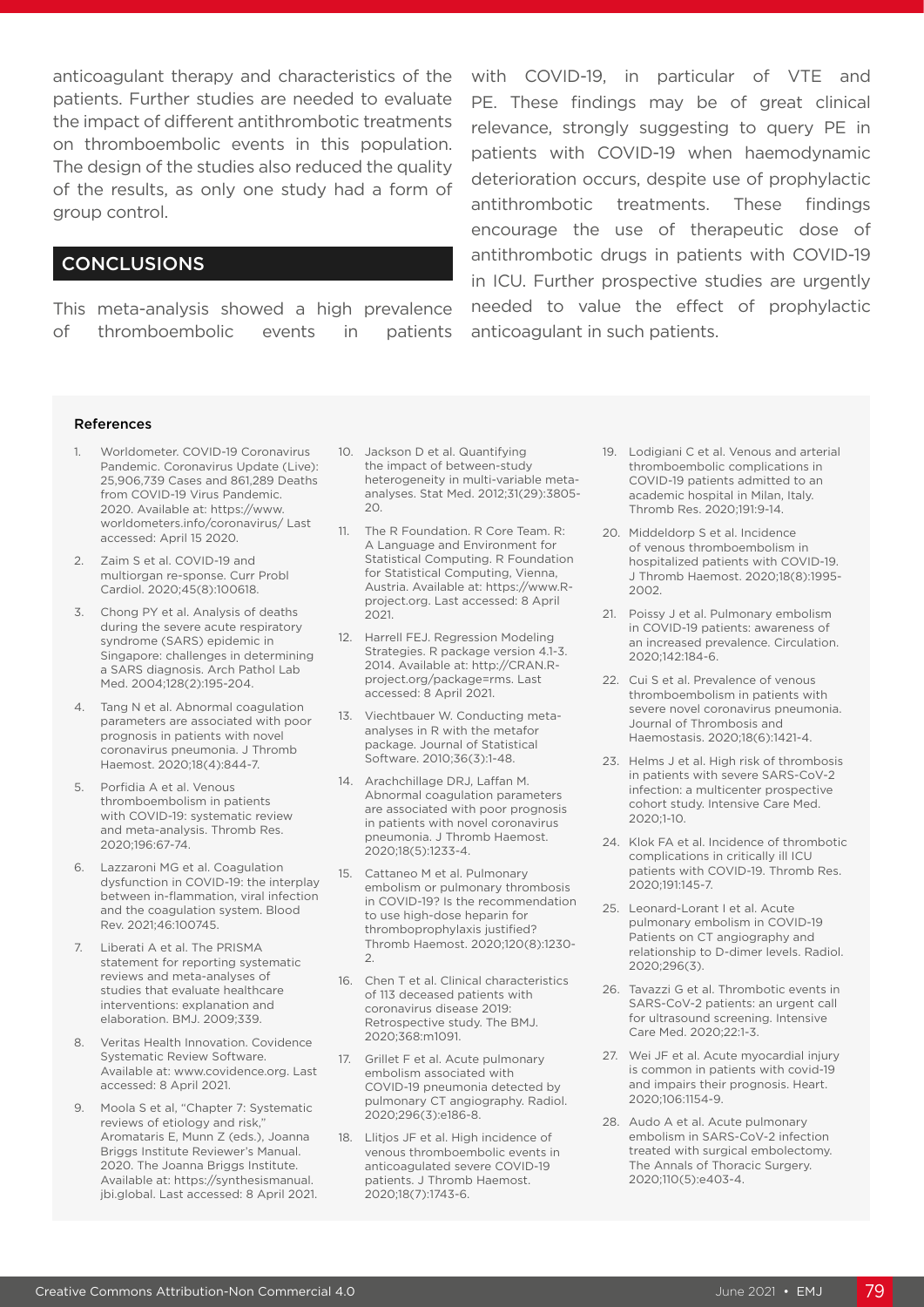anticoagulant therapy and characteristics of the patients. Further studies are needed to evaluate the impact of different antithrombotic treatments on thromboembolic events in this population. The design of the studies also reduced the quality of the results, as only one study had a form of group control.

## CONCLUSIONS

This meta-analysis showed a high prevalence of thromboembolic events in patients with COVID-19, in particular of VTE and PE. These findings may be of great clinical relevance, strongly suggesting to query PE in patients with COVID-19 when haemodynamic deterioration occurs, despite use of prophylactic antithrombotic treatments. These findings encourage the use of therapeutic dose of antithrombotic drugs in patients with COVID-19 in ICU. Further prospective studies are urgently needed to value the effect of prophylactic anticoagulant in such patients.

**References**

1. Worldometer. COVID-19 Coronavirus Pandemic. Coronavirus Update (Live): 25,906,739 Cases and 861,289 Deaths from COVID-19 Virus Pandemic. 2020. Available at: https://www.worldometers.info/coronavirus/ Last accessed: April 15 2020.
2. Zaim S et al. COVID-19 and multiorgan re-sponse. Curr Probl Cardiol. 2020;45(8):100618.
3. Chong PY et al. Analysis of deaths during the severe acute respiratory syndrome (SARS) epidemic in Singapore: challenges in determining a SARS diagnosis. Arch Pathol Lab Med. 2004;128(2):195-204.
4. Tang N et al. Abnormal coagulation parameters are associated with poor prognosis in patients with novel coronavirus pneumonia. J Thromb Haemost. 2020;18(4):844-7.
5. Porfidia A et al. Venous thromboembolism in patients with COVID-19: systematic review and meta-analysis. Thromb Res. 2020;196:67-74.
6. Lazzaroni MG et al. Coagulation dysfunction in COVID-19: the interplay between in-flammation, viral infection and the coagulation system. Blood Rev. 2021;46:100745.
7. Liberati A et al. The PRISMA statement for reporting systematic reviews and meta-analyses of studies that evaluate healthcare interventions: explanation and elaboration. BMJ. 2009;339.
8. Veritas Health Innovation. Covidence Systematic Review Software. Available at: www.covidence.org. Last accessed: 8 April 2021.
9. Moola S et al, "Chapter 7: Systematic reviews of etiology and risk," Aromataris E, Munn Z (eds.), Joanna Briggs Institute Reviewer's Manual. 2020. The Joanna Briggs Institute. Available at: https://synthesismanual.jbi.global. Last accessed: 8 April 2021.
10. Jackson D et al. Quantifying the impact of between-study heterogeneity in multi-variable meta-analyses. Stat Med. 2012;31(29):3805-20.
11. The R Foundation. R Core Team. R: A Language and Environment for Statistical Computing. R Foundation for Statistical Computing, Vienna, Austria. Available at: https://www.R-project.org. Last accessed: 8 April 2021.
12. Harrell FEJ. Regression Modeling Strategies. R package version 4.1-3. 2014. Available at: http://CRAN.R-project.org/package=rms. Last accessed: 8 April 2021.
13. Viechtbauer W. Conducting meta-analyses in R with the metafor package. Journal of Statistical Software. 2010;36(3):1-48.
14. Arachchillage DRJ, Laffan M. Abnormal coagulation parameters are associated with poor prognosis in patients with novel coronavirus pneumonia. J Thromb Haemost. 2020;18(5):1233-4.
15. Cattaneo M et al. Pulmonary embolism or pulmonary thrombosis in COVID-19? Is the recommendation to use high-dose heparin for thromboprophylaxis justified? Thromb Haemost. 2020;120(8):1230-2.
16. Chen T et al. Clinical characteristics of 113 deceased patients with coronavirus disease 2019: Retrospective study. The BMJ. 2020;368:m1091.
17. Grillet F et al. Acute pulmonary embolism associated with COVID-19 pneumonia detected by pulmonary CT angiography. Radiol. 2020;296(3):e186-8.
18. Llitjos JF et al. High incidence of venous thromboembolic events in anticoagulated severe COVID-19 patients. J Thromb Haemost. 2020;18(7):1743-6.
19. Lodigiani C et al. Venous and arterial thromboembolic complications in COVID-19 patients admitted to an academic hospital in Milan, Italy. Thromb Res. 2020;191:9-14.
20. Middeldorp S et al. Incidence of venous thromboembolism in hospitalized patients with COVID-19. J Thromb Haemost. 2020;18(8):1995-2002.
21. Poissy J et al. Pulmonary embolism in COVID-19 patients: awareness of an increased prevalence. Circulation. 2020;142:184-6.
22. Cui S et al. Prevalence of venous thromboembolism in patients with severe novel coronavirus pneumonia. Journal of Thrombosis and Haemostasis. 2020;18(6):1421-4.
23. Helms J et al. High risk of thrombosis in patients with severe SARS-CoV-2 infection: a multicenter prospective cohort study. Intensive Care Med. 2020;1-10.
24. Klok FA et al. Incidence of thrombotic complications in critically ill ICU patients with COVID-19. Thromb Res. 2020;191:145-7.
25. Leonard-Lorant I et al. Acute pulmonary embolism in COVID-19 Patients on CT angiography and relationship to D-dimer levels. Radiol. 2020;296(3).
26. Tavazzi G et al. Thrombotic events in SARS-CoV-2 patients: an urgent call for ultrasound screening. Intensive Care Med. 2020;22:1-3.
27. Wei JF et al. Acute myocardial injury is common in patients with covid-19 and impairs their prognosis. Heart. 2020;106:1154-9.
28. Audo A et al. Acute pulmonary embolism in SARS-CoV-2 infection treated with surgical embolectomy. The Annals of Thoracic Surgery. 2020;110(5):e403-4.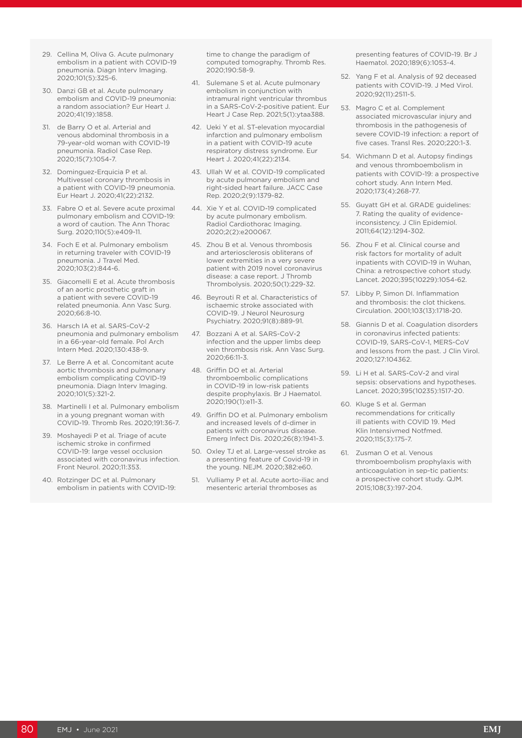29. Cellina M, Oliva G. Acute pulmonary embolism in a patient with COVID-19 pneumonia. Diagn Interv Imaging. 2020;101(5):325-6.
30. Danzi GB et al. Acute pulmonary embolism and COVID-19 pneumonia: a random association? Eur Heart J. 2020;41(19):1858.
31. de Barry O et al. Arterial and venous abdominal thrombosis in a 79-year-old woman with COVID-19 pneumonia. Radiol Case Rep. 2020;15(7):1054-7.
32. Dominguez-Erquicia P et al. Multivessel coronary thrombosis in a patient with COVID-19 pneumonia. Eur Heart J. 2020;41(22):2132.
33. Fabre O et al. Severe acute proximal pulmonary embolism and COVID-19: a word of caution. The Ann Thorac Surg. 2020;110(5):e409-11.
34. Foch E et al. Pulmonary embolism in returning traveler with COVID-19 pneumonia. J Travel Med. 2020;103(2):844-6.
35. Giacomelli E et al. Acute thrombosis of an aortic prosthetic graft in a patient with severe COVID-19 related pneumonia. Ann Vasc Surg. 2020;66:8-10.
36. Harsch IA et al. SARS-CoV-2 pneumonia and pulmonary embolism in a 66-year-old female. Pol Arch Intern Med. 2020;130:438-9.
37. Le Berre A et al. Concomitant acute aortic thrombosis and pulmonary embolism complicating COVID-19 pneumonia. Diagn Interv Imaging. 2020;101(5):321-2.
38. Martinelli I et al. Pulmonary embolism in a young pregnant woman with COVID-19. Thromb Res. 2020;191:36-7.
39. Moshayedi P et al. Triage of acute ischemic stroke in confirmed COVID-19: large vessel occlusion associated with coronavirus infection. Front Neurol. 2020;11:353.
40. Rotzinger DC et al. Pulmonary embolism in patients with COVID-19: time to change the paradigm of computed tomography. Thromb Res. 2020;190:58-9.
41. Sulemane S et al. Acute pulmonary embolism in conjunction with intramural right ventricular thrombus in a SARS-CoV-2-positive patient. Eur Heart J Case Rep. 2021;5(1):ytaa388.
42. Ueki Y et al. ST-elevation myocardial infarction and pulmonary embolism in a patient with COVID-19 acute respiratory distress syndrome. Eur Heart J. 2020;41(22):2134.
43. Ullah W et al. COVID-19 complicated by acute pulmonary embolism and right-sided heart failure. JACC Case Rep. 2020;2(9):1379-82.
44. Xie Y et al. COVID-19 complicated by acute pulmonary embolism. Radiol Cardiothorac Imaging. 2020;2(2):e200067.
45. Zhou B et al. Venous thrombosis and arteriosclerosis obliterans of lower extremities in a very severe patient with 2019 novel coronavirus disease: a case report. J Thromb Thrombolysis. 2020;50(1):229-32.
46. Beyrouti R et al. Characteristics of ischaemic stroke associated with COVID-19. J Neurol Neurosurg Psychiatry. 2020;91(8):889-91.
47. Bozzani A et al. SARS-CoV-2 infection and the upper limbs deep vein thrombosis risk. Ann Vasc Surg. 2020;66:11-3.
48. Griffin DO et al. Arterial thromboembolic complications in COVID-19 in low-risk patients despite prophylaxis. Br J Haematol. 2020;190(1):e11-3.
49. Griffin DO et al. Pulmonary embolism and increased levels of d-dimer in patients with coronavirus disease. Emerg Infect Dis. 2020;26(8):1941-3.
50. Oxley TJ et al. Large-vessel stroke as a presenting feature of Covid-19 in the young. NEJM. 2020;382:e60.
51. Vulliamy P et al. Acute aorto-iliac and mesenteric arterial thromboses as presenting features of COVID-19. Br J Haematol. 2020;189(6):1053-4.
52. Yang F et al. Analysis of 92 deceased patients with COVID-19. J Med Virol. 2020;92(11):2511-5.
53. Magro C et al. Complement associated microvascular injury and thrombosis in the pathogenesis of severe COVID-19 infection: a report of five cases. Transl Res. 2020;220:1-3.
54. Wichmann D et al. Autopsy findings and venous thromboembolism in patients with COVID-19: a prospective cohort study. Ann Intern Med. 2020;173(4):268-77.
55. Guyatt GH et al. GRADE guidelines: 7. Rating the quality of evidence-inconsistency. J Clin Epidemiol. 2011;64(12):1294-302.
56. Zhou F et al. Clinical course and risk factors for mortality of adult inpatients with COVID-19 in Wuhan, China: a retrospective cohort study. Lancet. 2020;395(10229):1054-62.
57. Libby P, Simon DI. Inflammation and thrombosis: the clot thickens. Circulation. 2001;103(13):1718-20.
58. Giannis D et al. Coagulation disorders in coronavirus infected patients: COVID-19, SARS-CoV-1, MERS-CoV and lessons from the past. J Clin Virol. 2020;127:104362.
59. Li H et al. SARS-CoV-2 and viral sepsis: observations and hypotheses. Lancet. 2020;395(10235):1517-20.
60. Kluge S et al. German recommendations for critically ill patients with COVID 19. Med Klin Intensivmed Notfmed. 2020;115(3):175-7.
61. Zusman O et al. Venous thromboembolism prophylaxis with anticoagulation in sep-tic patients: a prospective cohort study. QJM. 2015;108(3):197-204.